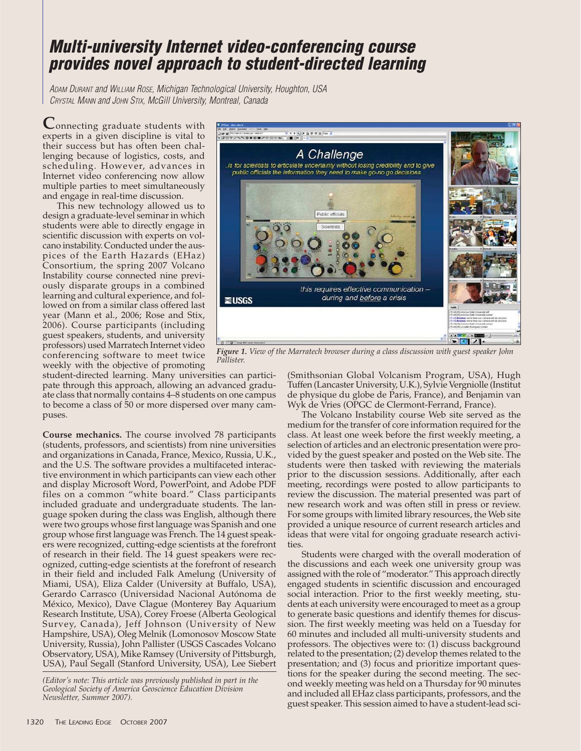# Multi-university Internet video-conferencing course provides novel approach to student-directed learning

ADAM DURANT and WILLIAM ROSE, Michigan Technological University, Houghton, USA
CRYSTAL MANN and JOHN STIX, McGill University, Montreal, Canada

Connecting graduate students with experts in a given discipline is vital to their success but has often been challenging because of logistics, costs, and scheduling. However, advances in Internet video conferencing now allow multiple parties to meet simultaneously and engage in real-time discussion.

This new technology allowed us to design a graduate-level seminar in which students were able to directly engage in scientific discussion with experts on volcano instability. Conducted under the auspices of the Earth Hazards (EHaz) Consortium, the spring 2007 Volcano Instability course connected nine previously disparate groups in a combined learning and cultural experience, and followed on from a similar class offered last year (Mann et al., 2006; Rose and Stix, 2006). Course participants (including guest speakers, students, and university professors) used Marratech Internet video conferencing software to meet twice weekly with the objective of promoting student-directed learning. Many universities can participate through this approach, allowing an advanced graduate class that normally contains 4–8 students on one campus to become a class of 50 or more dispersed over many campuses.

*Figure 1. View of the Marratech browser during a class discussion with guest speaker John Pallister.*

**Course mechanics.** The course involved 78 participants (students, professors, and scientists) from nine universities and organizations in Canada, France, Mexico, Russia, U.K., and the U.S. The software provides a multifaceted interactive environment in which participants can view each other and display Microsoft Word, PowerPoint, and Adobe PDF files on a common "white board." Class participants included graduate and undergraduate students. The language spoken during the class was English, although there were two groups whose first language was Spanish and one group whose first language was French. The 14 guest speakers were recognized, cutting-edge scientists at the forefront of research in their field. The 14 guest speakers were recognized, cutting-edge scientists at the forefront of research in their field and included Falk Amelung (University of Miami, USA), Eliza Calder (University at Buffalo, USA), Gerardo Carrasco (Universidad Nacional Autónoma de México, Mexico), Dave Clague (Monterey Bay Aquarium Research Institute, USA), Corey Froese (Alberta Geological Survey, Canada), Jeff Johnson (University of New Hampshire, USA), Oleg Melnik (Lomonosov Moscow State University, Russia), John Pallister (USGS Cascades Volcano Observatory, USA), Mike Ramsey (University of Pittsburgh, USA), Paul Segall (Stanford University, USA), Lee Siebert (Smithsonian Global Volcanism Program, USA), Hugh Tuffen (Lancaster University, U.K.), Sylvie Vergniolle (Institut de physique du globe de Paris, France), and Benjamin van Wyk de Vries (OPGC de Clermont-Ferrand, France).

The Volcano Instability course Web site served as the medium for the transfer of core information required for the class. At least one week before the first weekly meeting, a selection of articles and an electronic presentation were provided by the guest speaker and posted on the Web site. The students were then tasked with reviewing the materials prior to the discussion sessions. Additionally, after each meeting, recordings were posted to allow participants to review the discussion. The material presented was part of new research work and was often still in press or review. For some groups with limited library resources, the Web site provided a unique resource of current research articles and ideas that were vital for ongoing graduate research activities.

Students were charged with the overall moderation of the discussions and each week one university group was assigned with the role of "moderator." This approach directly engaged students in scientific discussion and encouraged social interaction. Prior to the first weekly meeting, students at each university were encouraged to meet as a group to generate basic questions and identify themes for discussion. The first weekly meeting was held on a Tuesday for 60 minutes and included all multi-university students and professors. The objectives were to: (1) discuss background related to the presentation; (2) develop themes related to the presentation; and (3) focus and prioritize important questions for the speaker during the second meeting. The second weekly meeting was held on a Thursday for 90 minutes and included all EHaz class participants, professors, and the guest speaker. This session aimed to have a student-lead sci-

*(Editor's note: This article was previously published in part in the Geological Society of America Geoscience Education Division Newsletter, Summer 2007).*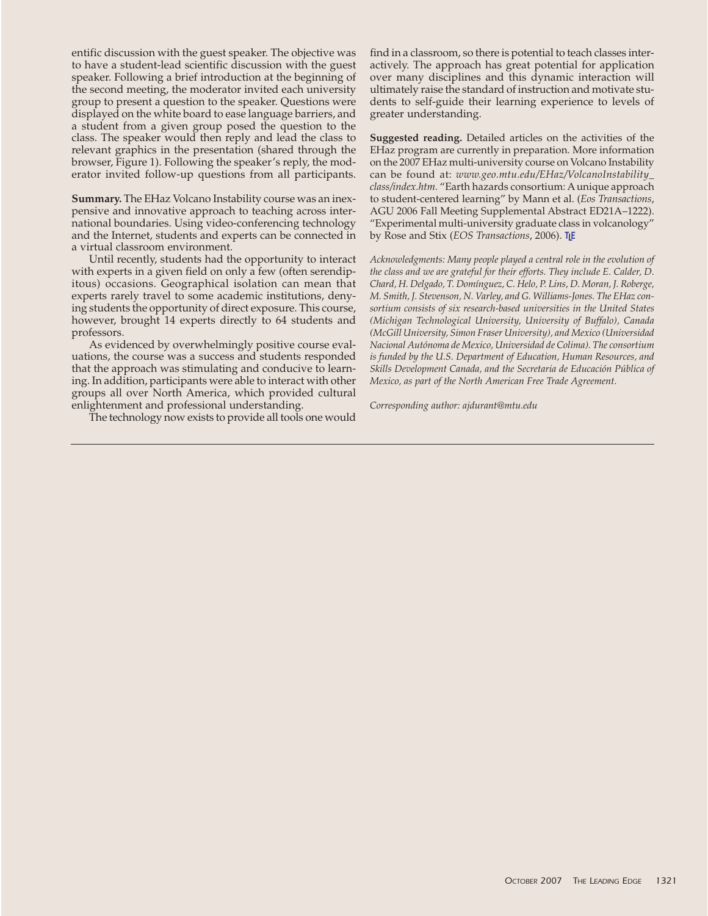entific discussion with the guest speaker. The objective was to have a student-lead scientific discussion with the guest speaker. Following a brief introduction at the beginning of the second meeting, the moderator invited each university group to present a question to the speaker. Questions were displayed on the white board to ease language barriers, and a student from a given group posed the question to the class. The speaker would then reply and lead the class to relevant graphics in the presentation (shared through the browser, Figure 1). Following the speaker's reply, the moderator invited follow-up questions from all participants.

**Summary.** The EHaz Volcano Instability course was an inexpensive and innovative approach to teaching across international boundaries. Using video-conferencing technology and the Internet, students and experts can be connected in a virtual classroom environment.

Until recently, students had the opportunity to interact with experts in a given field on only a few (often serendipitous) occasions. Geographical isolation can mean that experts rarely travel to some academic institutions, denying students the opportunity of direct exposure. This course, however, brought 14 experts directly to 64 students and professors.

As evidenced by overwhelmingly positive course evaluations, the course was a success and students responded that the approach was stimulating and conducive to learning. In addition, participants were able to interact with other groups all over North America, which provided cultural enlightenment and professional understanding.

The technology now exists to provide all tools one would find in a classroom, so there is potential to teach classes interactively. The approach has great potential for application over many disciplines and this dynamic interaction will ultimately raise the standard of instruction and motivate students to self-guide their learning experience to levels of greater understanding.

**Suggested reading.** Detailed articles on the activities of the EHaz program are currently in preparation. More information on the 2007 EHaz multi-university course on Volcano Instability can be found at: *www.geo.mtu.edu/EHaz/VolcanoInstability_class/index.htm.* "Earth hazards consortium: A unique approach to student-centered learning" by Mann et al. (*Eos Transactions*, AGU 2006 Fall Meeting Supplemental Abstract ED21A–1222). "Experimental multi-university graduate class in volcanology" by Rose and Stix (*EOS Transactions*, 2006). TLE

*Acknowledgments: Many people played a central role in the evolution of the class and we are grateful for their efforts. They include E. Calder, D. Chard, H. Delgado, T. Domínguez, C. Helo, P. Lins, D. Moran, J. Roberge, M. Smith, J. Stevenson, N. Varley, and G. Williams-Jones. The EHaz consortium consists of six research-based universities in the United States (Michigan Technological University, University of Buffalo), Canada (McGill University, Simon Fraser University), and Mexico (Universidad Nacional Autónoma de Mexico, Universidad de Colima). The consortium is funded by the U.S. Department of Education, Human Resources, and Skills Development Canada, and the Secretaria de Educación Pública of Mexico, as part of the North American Free Trade Agreement.*

*Corresponding author: ajdurant@mtu.edu*